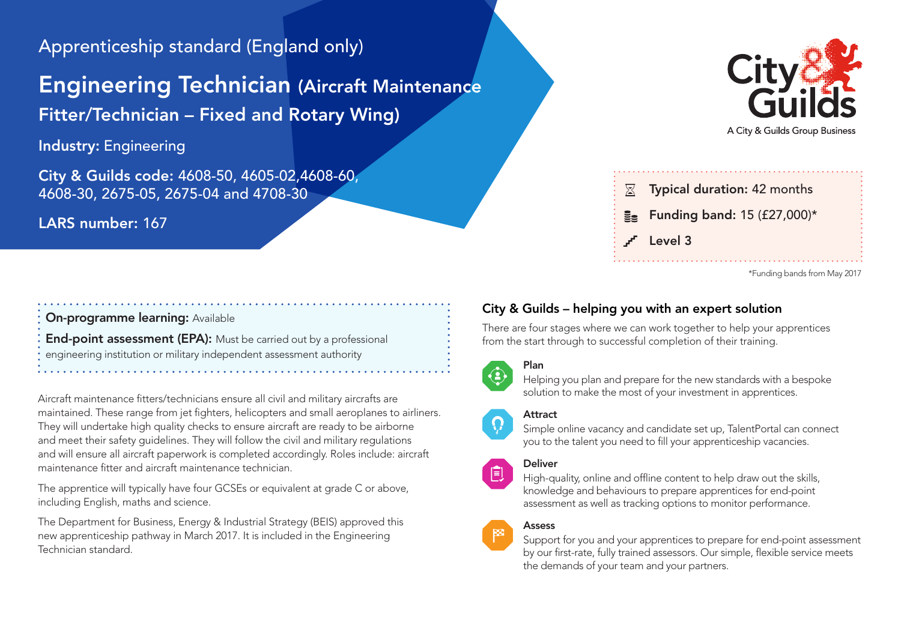Apprenticeship standard (England only)

# Engineering Technician (Aircraft Maintenance Fitter/Technician – Fixed and Rotary Wing)

**Industry:** Engineering

**City & Guilds code:** 4608-50, 4605-02,4608-60, 4608-30, 2675-05, 2675-04 and 4708-30

**LARS number:** 167

City & Guilds
A City & Guilds Group Business

**Typical duration:** 42 months

**Funding band:** 15 (£27,000)*

**Level 3**

*Funding bands from May 2017

**On-programme learning:** Available

**End-point assessment (EPA):** Must be carried out by a professional engineering institution or military independent assessment authority

Aircraft maintenance fitters/technicians ensure all civil and military aircrafts are maintained. These range from jet fighters, helicopters and small aeroplanes to airliners. They will undertake high quality checks to ensure aircraft are ready to be airborne and meet their safety guidelines. They will follow the civil and military regulations and will ensure all aircraft paperwork is completed accordingly. Roles include: aircraft maintenance fitter and aircraft maintenance technician.

The apprentice will typically have four GCSEs or equivalent at grade C or above, including English, maths and science.

The Department for Business, Energy & Industrial Strategy (BEIS) approved this new apprenticeship pathway in March 2017. It is included in the Engineering Technician standard.

## City & Guilds – helping you with an expert solution

There are four stages where we can work together to help your apprentices from the start through to successful completion of their training.

### Plan

Helping you plan and prepare for the new standards with a bespoke solution to make the most of your investment in apprentices.

### Attract

Simple online vacancy and candidate set up, TalentPortal can connect you to the talent you need to fill your apprenticeship vacancies.

### Deliver

High-quality, online and offline content to help draw out the skills, knowledge and behaviours to prepare apprentices for end-point assessment as well as tracking options to monitor performance.

### Assess

Support for you and your apprentices to prepare for end-point assessment by our first-rate, fully trained assessors. Our simple, flexible service meets the demands of your team and your partners.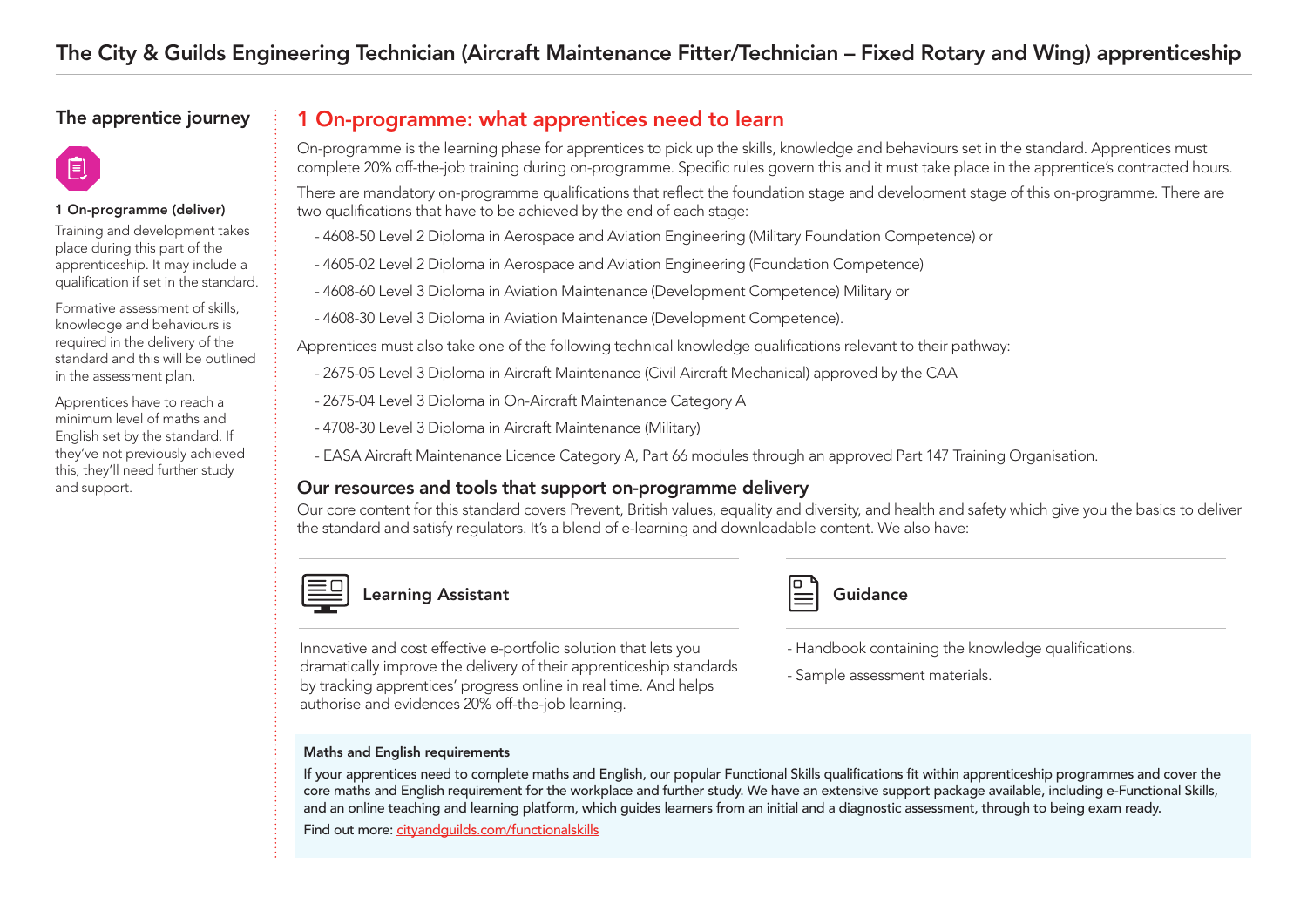# The City & Guilds Engineering Technician (Aircraft Maintenance Fitter/Technician – Fixed Rotary and Wing) apprenticeship

## The apprentice journey

**1 On-programme (deliver)**

Training and development takes place during this part of the apprenticeship. It may include a qualification if set in the standard.

Formative assessment of skills, knowledge and behaviours is required in the delivery of the standard and this will be outlined in the assessment plan.

Apprentices have to reach a minimum level of maths and English set by the standard. If they've not previously achieved this, they'll need further study and support.

## 1 On-programme: what apprentices need to learn

On-programme is the learning phase for apprentices to pick up the skills, knowledge and behaviours set in the standard. Apprentices must complete 20% off-the-job training during on-programme. Specific rules govern this and it must take place in the apprentice's contracted hours.

There are mandatory on-programme qualifications that reflect the foundation stage and development stage of this on-programme. There are two qualifications that have to be achieved by the end of each stage:

- 4608-50 Level 2 Diploma in Aerospace and Aviation Engineering (Military Foundation Competence) or
- 4605-02 Level 2 Diploma in Aerospace and Aviation Engineering (Foundation Competence)
- 4608-60 Level 3 Diploma in Aviation Maintenance (Development Competence) Military or
- 4608-30 Level 3 Diploma in Aviation Maintenance (Development Competence).

Apprentices must also take one of the following technical knowledge qualifications relevant to their pathway:

- 2675-05 Level 3 Diploma in Aircraft Maintenance (Civil Aircraft Mechanical) approved by the CAA
- 2675-04 Level 3 Diploma in On-Aircraft Maintenance Category A
- 4708-30 Level 3 Diploma in Aircraft Maintenance (Military)
- EASA Aircraft Maintenance Licence Category A, Part 66 modules through an approved Part 147 Training Organisation.

### Our resources and tools that support on-programme delivery

Our core content for this standard covers Prevent, British values, equality and diversity, and health and safety which give you the basics to deliver the standard and satisfy regulators. It's a blend of e-learning and downloadable content. We also have:

#### Learning Assistant

Innovative and cost effective e-portfolio solution that lets you dramatically improve the delivery of their apprenticeship standards by tracking apprentices' progress online in real time. And helps authorise and evidences 20% off-the-job learning.

#### Guidance

- Handbook containing the knowledge qualifications.
- Sample assessment materials.

**Maths and English requirements**

If your apprentices need to complete maths and English, our popular Functional Skills qualifications fit within apprenticeship programmes and cover the core maths and English requirement for the workplace and further study. We have an extensive support package available, including e-Functional Skills, and an online teaching and learning platform, which guides learners from an initial and a diagnostic assessment, through to being exam ready.

Find out more: cityandguilds.com/functionalskills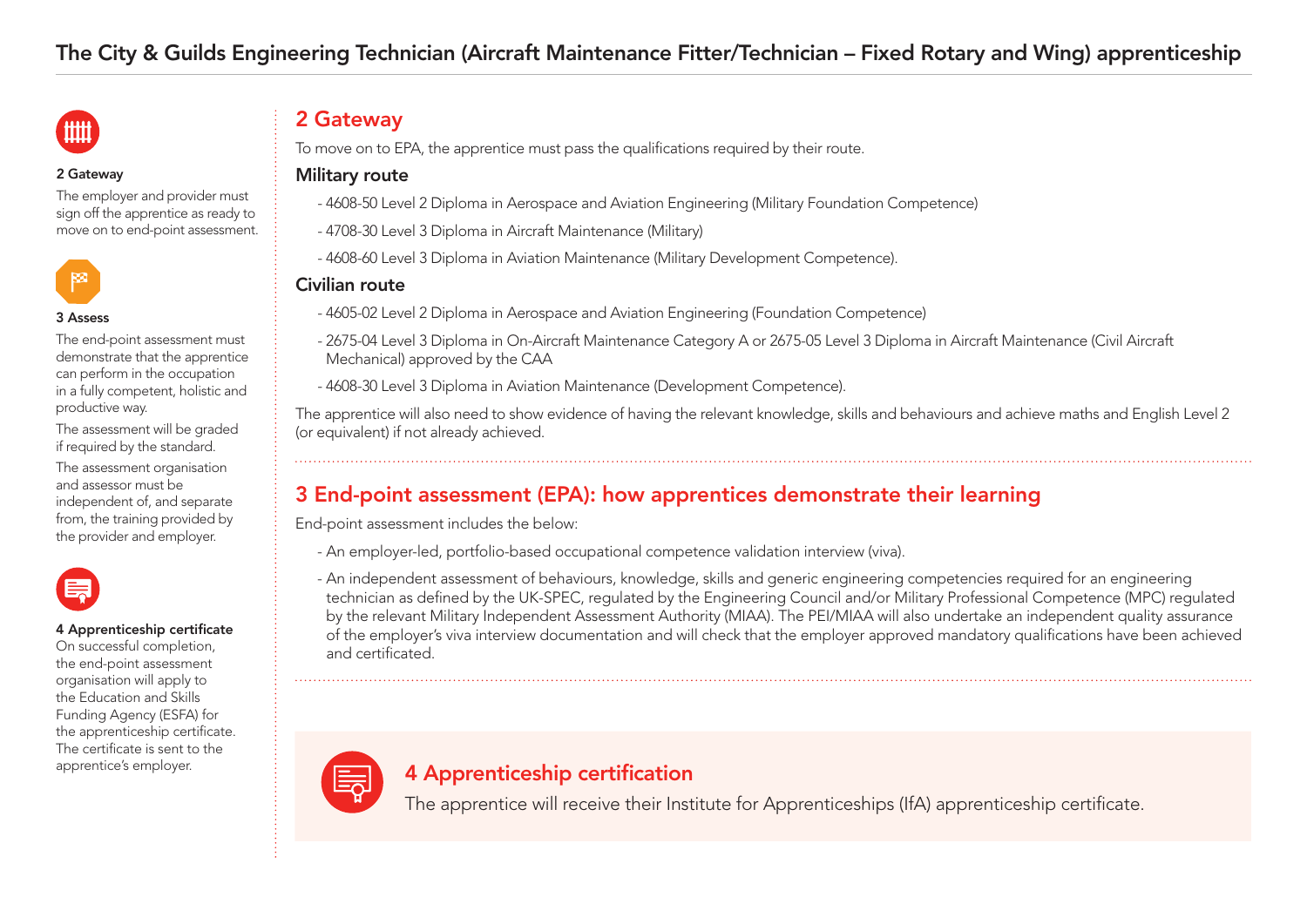# The City & Guilds Engineering Technician (Aircraft Maintenance Fitter/Technician – Fixed Rotary and Wing) apprenticeship

**2 Gateway**

The employer and provider must sign off the apprentice as ready to move on to end-point assessment.

**3 Assess**

The end-point assessment must demonstrate that the apprentice can perform in the occupation in a fully competent, holistic and productive way.

The assessment will be graded if required by the standard.

The assessment organisation and assessor must be independent of, and separate from, the training provided by the provider and employer.

**4 Apprenticeship certificate**

On successful completion, the end-point assessment organisation will apply to the Education and Skills Funding Agency (ESFA) for the apprenticeship certificate. The certificate is sent to the apprentice's employer.

## 2 Gateway

To move on to EPA, the apprentice must pass the qualifications required by their route.

### Military route

- 4608-50 Level 2 Diploma in Aerospace and Aviation Engineering (Military Foundation Competence)
- 4708-30 Level 3 Diploma in Aircraft Maintenance (Military)
- 4608-60 Level 3 Diploma in Aviation Maintenance (Military Development Competence).

### Civilian route

- 4605-02 Level 2 Diploma in Aerospace and Aviation Engineering (Foundation Competence)
- 2675-04 Level 3 Diploma in On-Aircraft Maintenance Category A or 2675-05 Level 3 Diploma in Aircraft Maintenance (Civil Aircraft Mechanical) approved by the CAA
- 4608-30 Level 3 Diploma in Aviation Maintenance (Development Competence).

The apprentice will also need to show evidence of having the relevant knowledge, skills and behaviours and achieve maths and English Level 2 (or equivalent) if not already achieved.

## 3 End-point assessment (EPA): how apprentices demonstrate their learning

End-point assessment includes the below:

- An employer-led, portfolio-based occupational competence validation interview (viva).
- An independent assessment of behaviours, knowledge, skills and generic engineering competencies required for an engineering technician as defined by the UK-SPEC, regulated by the Engineering Council and/or Military Professional Competence (MPC) regulated by the relevant Military Independent Assessment Authority (MIAA). The PEI/MIAA will also undertake an independent quality assurance of the employer's viva interview documentation and will check that the employer approved mandatory qualifications have been achieved and certificated.

## 4 Apprenticeship certification

The apprentice will receive their Institute for Apprenticeships (IfA) apprenticeship certificate.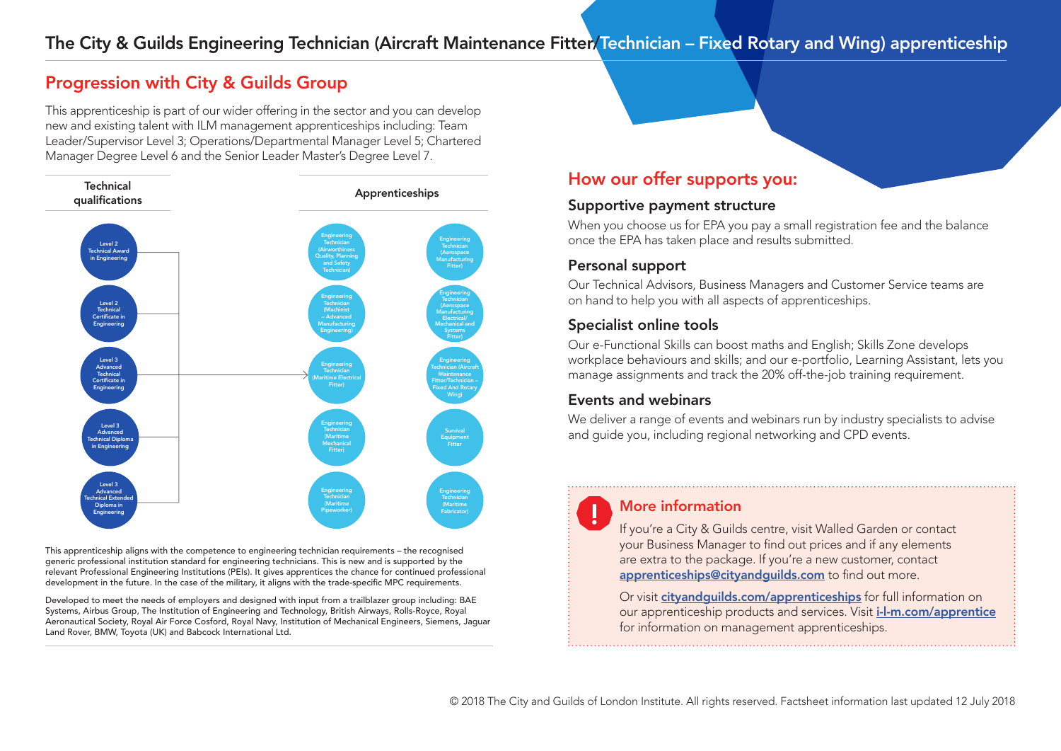# The City & Guilds Engineering Technician (Aircraft Maintenance Fitter/Technician – Fixed Rotary and Wing) apprenticeship

## Progression with City & Guilds Group

This apprenticeship is part of our wider offering in the sector and you can develop new and existing talent with ILM management apprenticeships including: Team Leader/Supervisor Level 3; Operations/Departmental Manager Level 5; Chartered Manager Degree Level 6 and the Senior Leader Master's Degree Level 7.

Technical qualifications

Level 2 Technical Award in Engineering

Level 2 Technical Certificate in Engineering

Level 3 Advanced Technical Certificate in Engineering

Level 3 Advanced Technical Diploma in Engineering

Level 3 Advanced Technical Extended Diploma in Engineering

Apprenticeships

Engineering Technician (Airworthiness Quality, Planning and Safety Technician)

Engineering Technician (Aerospace Manufacturing Fitter)

Engineering Technician (Machinist – Advanced Manufacturing Engineering)

Engineering Technician (Aerospace Manufacturing Electrical, Mechanical and Systems Fitter)

Engineering Technician (Maritime Electrical Fitter)

Engineering Technician (Aircraft Maintenance Fitter/Technician – Fixed And Rotary Wing)

Engineering Technician (Maritime Mechanical Fitter)

Survival Equipment Fitter

Engineering Technician (Maritime Pipeworker)

Engineering Technician (Maritime Fabricator)

This apprenticeship aligns with the competence to engineering technician requirements – the recognised generic professional institution standard for engineering technicians. This is new and is supported by the relevant Professional Engineering Institutions (PEIs). It gives apprentices the chance for continued professional development in the future. In the case of the military, it aligns with the trade-specific MPC requirements.

Developed to meet the needs of employers and designed with input from a trailblazer group including: BAE Systems, Airbus Group, The Institution of Engineering and Technology, British Airways, Rolls-Royce, Royal Aeronautical Society, Royal Air Force Cosford, Royal Navy, Institution of Mechanical Engineers, Siemens, Jaguar Land Rover, BMW, Toyota (UK) and Babcock International Ltd.

## How our offer supports you:

### Supportive payment structure

When you choose us for EPA you pay a small registration fee and the balance once the EPA has taken place and results submitted.

### Personal support

Our Technical Advisors, Business Managers and Customer Service teams are on hand to help you with all aspects of apprenticeships.

### Specialist online tools

Our e-Functional Skills can boost maths and English; Skills Zone develops workplace behaviours and skills; and our e-portfolio, Learning Assistant, lets you manage assignments and track the 20% off-the-job training requirement.

### Events and webinars

We deliver a range of events and webinars run by industry specialists to advise and guide you, including regional networking and CPD events.

### More information

If you're a City & Guilds centre, visit Walled Garden or contact your Business Manager to find out prices and if any elements are extra to the package. If you're a new customer, contact **apprenticeships@cityandguilds.com** to find out more.

Or visit **cityandguilds.com/apprenticeships** for full information on our apprenticeship products and services. Visit **i-l-m.com/apprentice** for information on management apprenticeships.

© 2018 The City and Guilds of London Institute. All rights reserved. Factsheet information last updated 12 July 2018